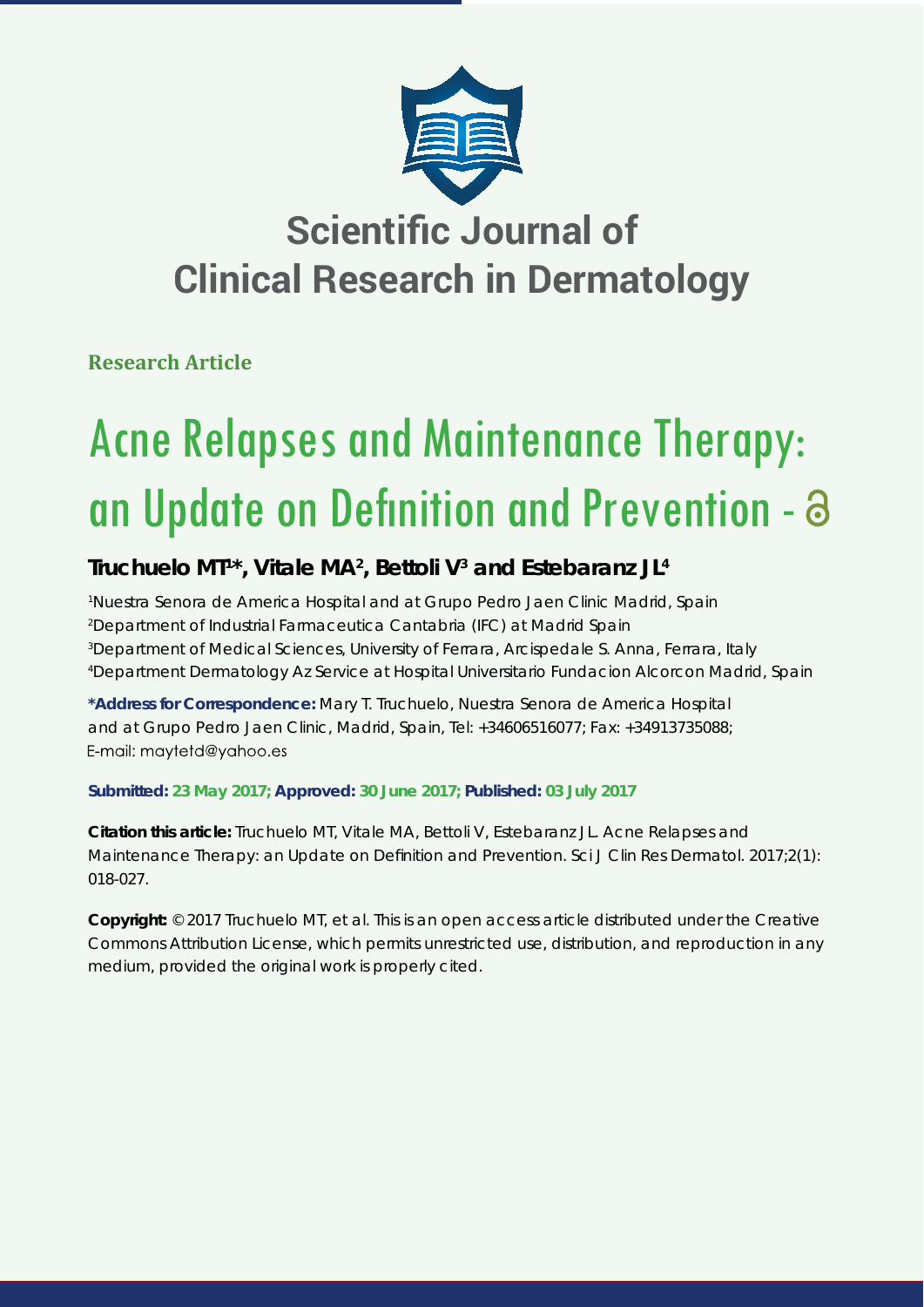# Scientific Journal of Clinical Research in Dermatology

**Research Article**

# Acne Relapses and Maintenance Therapy: an Update on Definition and Prevention

## Truchuelo MT[1]*, Vitale MA[2], Bettoli V[3] and Estebaranz JL[4]

[1]Nuestra Senora de America Hospital and at Grupo Pedro Jaen Clinic Madrid, Spain
[2]Department of Industrial Farmaceutica Cantabria (IFC) at Madrid Spain
[3]Department of Medical Sciences, University of Ferrara, Arcispedale S. Anna, Ferrara, Italy
[4]Department Dermatology Az Service at Hospital Universitario Fundacion Alcorcon Madrid, Spain

**\*Address for Correspondence:** Mary T. Truchuelo, Nuestra Senora de America Hospital and at Grupo Pedro Jaen Clinic, Madrid, Spain, Tel: +34606516077; Fax: +34913735088; E-mail: maytetd@yahoo.es

**Submitted: 23 May 2017; Approved: 30 June 2017; Published: 03 July 2017**

**Citation this article:** Truchuelo MT, Vitale MA, Bettoli V, Estebaranz JL. Acne Relapses and Maintenance Therapy: an Update on Definition and Prevention. Sci J Clin Res Dermatol. 2017;2(1): 018-027.

**Copyright:** © 2017 Truchuelo MT, et al. This is an open access article distributed under the Creative Commons Attribution License, which permits unrestricted use, distribution, and reproduction in any medium, provided the original work is properly cited.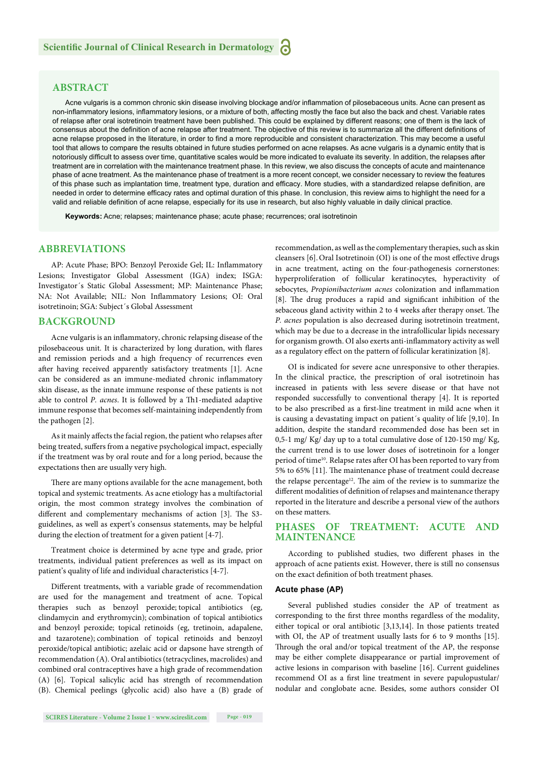## ABSTRACT

Acne vulgaris is a common chronic skin disease involving blockage and/or inflammation of pilosebaceous units. Acne can present as non-inflammatory lesions, inflammatory lesions, or a mixture of both, affecting mostly the face but also the back and chest. Variable rates of relapse after oral isotretinoin treatment have been published. This could be explained by different reasons; one of them is the lack of consensus about the definition of acne relapse after treatment. The objective of this review is to summarize all the different definitions of acne relapse proposed in the literature, in order to find a more reproducible and consistent characterization. This may become a useful tool that allows to compare the results obtained in future studies performed on acne relapses. As acne vulgaris is a dynamic entity that is notoriously difficult to assess over time, quantitative scales would be more indicated to evaluate its severity. In addition, the relapses after treatment are in correlation with the maintenance treatment phase. In this review, we also discuss the concepts of acute and maintenance phase of acne treatment. As the maintenance phase of treatment is a more recent concept, we consider necessary to review the features of this phase such as implantation time, treatment type, duration and efficacy. More studies, with a standardized relapse definition, are needed in order to determine efficacy rates and optimal duration of this phase. In conclusion, this review aims to highlight the need for a valid and reliable definition of acne relapse, especially for its use in research, but also highly valuable in daily clinical practice.

**Keywords:** Acne; relapses; maintenance phase; acute phase; recurrences; oral isotretinoin

## ABBREVIATIONS

AP: Acute Phase; BPO: Benzoyl Peroxide Gel; IL: Inflammatory Lesions; Investigator Global Assessment (IGA) index; ISGA: Investigator´s Static Global Assessment; MP: Maintenance Phase; NA: Not Available; NIL: Non Inflammatory Lesions; OI: Oral isotretinoin; SGA: Subject´s Global Assessment

## BACKGROUND

Acne vulgaris is an inflammatory, chronic relapsing disease of the pilosebaceous unit. It is characterized by long duration, with flares and remission periods and a high frequency of recurrences even after having received apparently satisfactory treatments [1]. Acne can be considered as an immune-mediated chronic inflammatory skin disease, as the innate immune response of these patients is not able to control *P. acnes*. It is followed by a Th1-mediated adaptive immune response that becomes self-maintaining independently from the pathogen [2].

As it mainly affects the facial region, the patient who relapses after being treated, suffers from a negative psychological impact, especially if the treatment was by oral route and for a long period, because the expectations then are usually very high.

There are many options available for the acne management, both topical and systemic treatments. As acne etiology has a multifactorial origin, the most common strategy involves the combination of different and complementary mechanisms of action [3]. The S3-guidelines, as well as expert's consensus statements, may be helpful during the election of treatment for a given patient [4-7].

Treatment choice is determined by acne type and grade, prior treatments, individual patient preferences as well as its impact on patient's quality of life and individual characteristics [4-7].

Different treatments, with a variable grade of recommendation are used for the management and treatment of acne. Topical therapies such as benzoyl peroxide; topical antibiotics (eg, clindamycin and erythromycin); combination of topical antibiotics and benzoyl peroxide; topical retinoids (eg, tretinoin, adapalene, and tazarotene); combination of topical retinoids and benzoyl peroxide/topical antibiotic; azelaic acid or dapsone have strength of recommendation (A). Oral antibiotics (tetracyclines, macrolides) and combined oral contraceptives have a high grade of recommendation (A) [6]. Topical salicylic acid has strength of recommendation (B). Chemical peelings (glycolic acid) also have a (B) grade of recommendation, as well as the complementary therapies, such as skin cleansers [6]. Oral Isotretinoin (OI) is one of the most effective drugs in acne treatment, acting on the four-pathogenesis cornerstones: hyperproliferation of follicular keratinocytes, hyperactivity of sebocytes, *Propionibacterium acnes* colonization and inflammation [8]. The drug produces a rapid and significant inhibition of the sebaceous gland activity within 2 to 4 weeks after therapy onset. The *P. acnes* population is also decreased during isotretinoin treatment, which may be due to a decrease in the intrafollicular lipids necessary for organism growth. OI also exerts anti-inflammatory activity as well as a regulatory effect on the pattern of follicular keratinization [8].

OI is indicated for severe acne unresponsive to other therapies. In the clinical practice, the prescription of oral isotretinoin has increased in patients with less severe disease or that have not responded successfully to conventional therapy [4]. It is reported to be also prescribed as a first-line treatment in mild acne when it is causing a devastating impact on patient´s quality of life [9,10]. In addition, despite the standard recommended dose has been set in 0,5-1 mg/ Kg/ day up to a total cumulative dose of 120-150 mg/ Kg, the current trend is to use lower doses of isotretinoin for a longer period of time[10]. Relapse rates after OI has been reported to vary from 5% to 65% [11]. The maintenance phase of treatment could decrease the relapse percentage[12]. The aim of the review is to summarize the different modalities of definition of relapses and maintenance therapy reported in the literature and describe a personal view of the authors on these matters.

## PHASES OF TREATMENT: ACUTE AND MAINTENANCE

According to published studies, two different phases in the approach of acne patients exist. However, there is still no consensus on the exact definition of both treatment phases.

### Acute phase (AP)

Several published studies consider the AP of treatment as corresponding to the first three months regardless of the modality, either topical or oral antibiotic [3,13,14]. In those patients treated with OI, the AP of treatment usually lasts for 6 to 9 months [15]. Through the oral and/or topical treatment of the AP, the response may be either complete disappearance or partial improvement of active lesions in comparison with baseline [16]. Current guidelines recommend OI as a first line treatment in severe papulopustular/ nodular and conglobate acne. Besides, some authors consider OI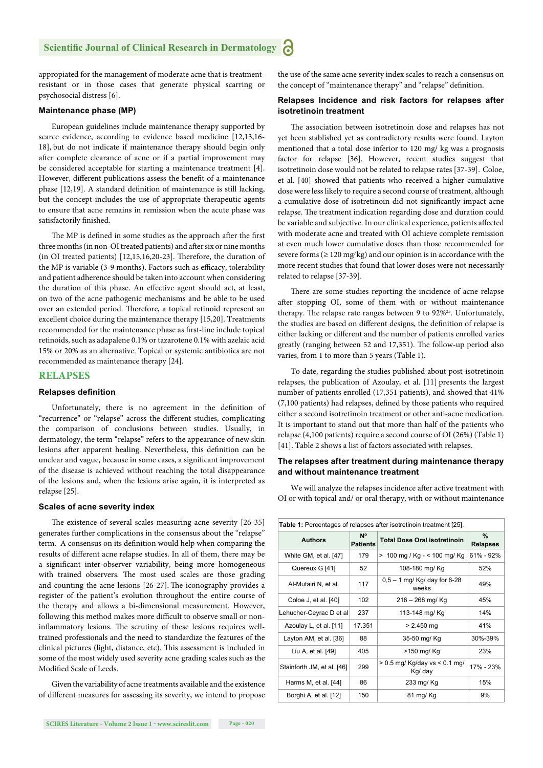appropiated for the management of moderate acne that is treatment-resistant or in those cases that generate physical scarring or psychosocial distress [6].

### Maintenance phase (MP)

European guidelines include maintenance therapy supported by scarce evidence, according to evidence based medicine [12,13,16-18], but do not indicate if maintenance therapy should begin only after complete clearance of acne or if a partial improvement may be considered acceptable for starting a maintenance treatment [4]. However, different publications assess the benefit of a maintenance phase [12,19]. A standard definition of maintenance is still lacking, but the concept includes the use of appropriate therapeutic agents to ensure that acne remains in remission when the acute phase was satisfactorily finished.

The MP is defined in some studies as the approach after the first three months (in non-OI treated patients) and after six or nine months (in OI treated patients) [12,15,16,20-23]. Therefore, the duration of the MP is variable (3-9 months). Factors such as efficacy, tolerability and patient adherence should be taken into account when considering the duration of this phase. An effective agent should act, at least, on two of the acne pathogenic mechanisms and be able to be used over an extended period. Therefore, a topical retinoid represent an excellent choice during the maintenance therapy [15,20]. Treatments recommended for the maintenance phase as first-line include topical retinoids, such as adapalene 0.1% or tazarotene 0.1% with azelaic acid 15% or 20% as an alternative. Topical or systemic antibiotics are not recommended as maintenance therapy [24].

## RELAPSES

### Relapses definition

Unfortunately, there is no agreement in the definition of "recurrence" or "relapse" across the different studies, complicating the comparison of conclusions between studies. Usually, in dermatology, the term "relapse" refers to the appearance of new skin lesions after apparent healing. Nevertheless, this definition can be unclear and vague, because in some cases, a significant improvement of the disease is achieved without reaching the total disappearance of the lesions and, when the lesions arise again, it is interpreted as relapse [25].

### Scales of acne severity index

The existence of several scales measuring acne severity [26-35] generates further complications in the consensus about the "relapse" term. A consensus on its definition would help when comparing the results of different acne relapse studies. In all of them, there may be a significant inter-observer variability, being more homogeneous with trained observers. The most used scales are those grading and counting the acne lesions [26-27]. The iconography provides a register of the patient's evolution throughout the entire course of the therapy and allows a bi-dimensional measurement. However, following this method makes more difficult to observe small or non-inflammatory lesions. The scrutiny of these lesions requires well-trained professionals and the need to standardize the features of the clinical pictures (light, distance, etc). This assessment is included in some of the most widely used severity acne grading scales such as the Modified Scale of Leeds.

Given the variability of acne treatments available and the existence of different measures for assessing its severity, we intend to propose the use of the same acne severity index scales to reach a consensus on the concept of "maintenance therapy" and "relapse" definition.

### Relapses Incidence and risk factors for relapses after isotretinoin treatment

The association between isotretinoin dose and relapses has not yet been stablished yet as contradictory results were found. Layton mentioned that a total dose inferior to 120 mg/ kg was a prognosis factor for relapse [36]. However, recent studies suggest that isotretinoin dose would not be related to relapse rates [37-39]. Coloe, et al. [40] showed that patients who received a higher cumulative dose were less likely to require a second course of treatment, although a cumulative dose of isotretinoin did not significantly impact acne relapse. The treatment indication regarding dose and duration could be variable and subjective. In our clinical experience, patients affected with moderate acne and treated with OI achieve complete remission at even much lower cumulative doses than those recommended for severe forms (≥ 120 mg/kg) and our opinion is in accordance with the more recent studies that found that lower doses were not necessarily related to relapse [37-39].

There are some studies reporting the incidence of acne relapse after stopping OI, some of them with or without maintenance therapy. The relapse rate ranges between 9 to 92%[25]. Unfortunately, the studies are based on different designs, the definition of relapse is either lacking or different and the number of patients enrolled varies greatly (ranging between 52 and 17,351). The follow-up period also varies, from 1 to more than 5 years (Table 1).

To date, regarding the studies published about post-isotretinoin relapses, the publication of Azoulay, et al. [11] presents the largest number of patients enrolled (17,351 patients), and showed that 41% (7,100 patients) had relapses, defined by those patients who required either a second isotretinoin treatment or other anti-acne medication. It is important to stand out that more than half of the patients who relapse (4,100 patients) require a second course of OI (26%) (Table 1) [41]. Table 2 shows a list of factors associated with relapses.

### The relapses after treatment during maintenance therapy and without maintenance treatment

We will analyze the relapses incidence after active treatment with OI or with topical and/ or oral therapy, with or without maintenance

**Table 1:** Percentages of relapses after isotretinoin treatment [25].

| Authors | Nº Patients | Total Dose Oral isotretinoin | % Relapses |
|---|---|---|---|
| White GM, et al. [47] | 179 | > 100 mg / Kg - < 100 mg/ Kg | 61% - 92% |
| Quereux G [41] | 52 | 108-180 mg/ Kg | 52% |
| Al-Mutairi N, et al. | 117 | 0,5 – 1 mg/ Kg/ day for 6-28 weeks | 49% |
| Coloe J, et al. [40] | 102 | 216 – 268 mg/ Kg | 45% |
| Lehucher-Ceyrac D et al | 237 | 113-148 mg/ Kg | 14% |
| Azoulay L, et al. [11] | 17.351 | > 2.450 mg | 41% |
| Layton AM, et al. [36] | 88 | 35-50 mg/ Kg | 30%-39% |
| Liu A, et al. [49] | 405 | >150 mg/ Kg | 23% |
| Stainforth JM, et al. [46] | 299 | > 0.5 mg/ Kg/day vs < 0.1 mg/ Kg/ day | 17% - 23% |
| Harms M, et al. [44] | 86 | 233 mg/ Kg | 15% |
| Borghi A, et al. [12] | 150 | 81 mg/ Kg | 9% |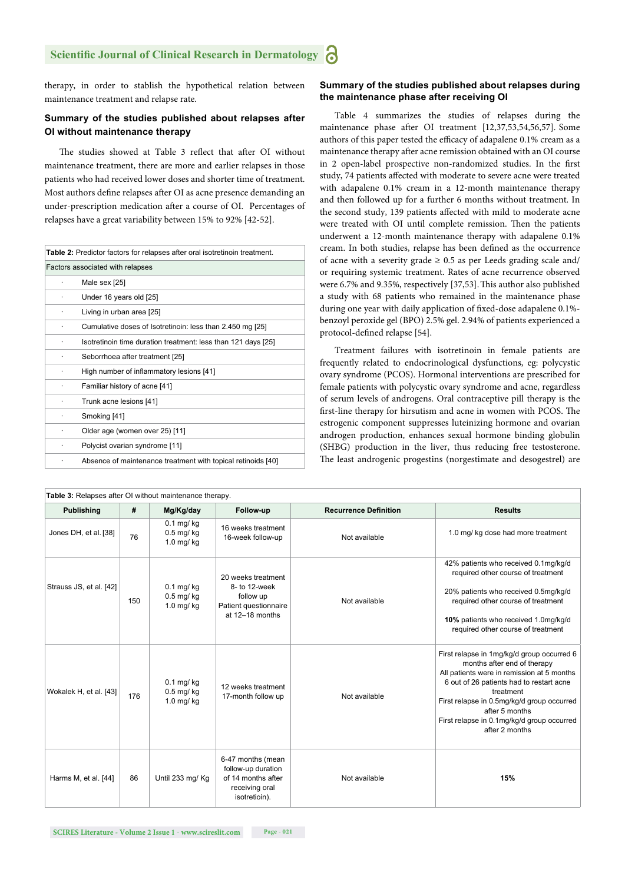therapy, in order to stablish the hypothetical relation between maintenance treatment and relapse rate.

### Summary of the studies published about relapses after OI without maintenance therapy

The studies showed at Table 3 reflect that after OI without maintenance treatment, there are more and earlier relapses in those patients who had received lower doses and shorter time of treatment. Most authors define relapses after OI as acne presence demanding an under-prescription medication after a course of OI. Percentages of relapses have a great variability between 15% to 92% [42-52].

**Table 2:** Predictor factors for relapses after oral isotretinoin treatment.

| Factors associated with relapses |
|---|
| · Male sex [25] |
| · Under 16 years old [25] |
| · Living in urban area [25] |
| · Cumulative doses of Isotretinoin: less than 2.450 mg [25] |
| · Isotretinoin time duration treatment: less than 121 days [25] |
| · Seborrhoea after treatment [25] |
| · High number of inflammatory lesions [41] |
| · Familiar history of acne [41] |
| · Trunk acne lesions [41] |
| · Smoking [41] |
| · Older age (women over 25) [11] |
| · Polycist ovarian syndrome [11] |
| · Absence of maintenance treatment with topical retinoids [40] |

### Summary of the studies published about relapses during the maintenance phase after receiving OI

Table 4 summarizes the studies of relapses during the maintenance phase after OI treatment [12,37,53,54,56,57]. Some authors of this paper tested the efficacy of adapalene 0.1% cream as a maintenance therapy after acne remission obtained with an OI course in 2 open-label prospective non-randomized studies. In the first study, 74 patients affected with moderate to severe acne were treated with adapalene 0.1% cream in a 12-month maintenance therapy and then followed up for a further 6 months without treatment. In the second study, 139 patients affected with mild to moderate acne were treated with OI until complete remission. Then the patients underwent a 12-month maintenance therapy with adapalene 0.1% cream. In both studies, relapse has been defined as the occurrence of acne with a severity grade ≥ 0.5 as per Leeds grading scale and/or requiring systemic treatment. Rates of acne recurrence observed were 6.7% and 9.35%, respectively [37,53]. This author also published a study with 68 patients who remained in the maintenance phase during one year with daily application of fixed-dose adapalene 0.1%-benzoyl peroxide gel (BPO) 2.5% gel. 2.94% of patients experienced a protocol-defined relapse [54].

Treatment failures with isotretinoin in female patients are frequently related to endocrinological dysfunctions, eg: polycystic ovary syndrome (PCOS). Hormonal interventions are prescribed for female patients with polycystic ovary syndrome and acne, regardless of serum levels of androgens. Oral contraceptive pill therapy is the first-line therapy for hirsutism and acne in women with PCOS. The estrogenic component suppresses luteinizing hormone and ovarian androgen production, enhances sexual hormone binding globulin (SHBG) production in the liver, thus reducing free testosterone. The least androgenic progestins (norgestimate and desogestrel) are

**Table 3:** Relapses after OI without maintenance therapy.

| Publishing | # | Mg/Kg/day | Follow-up | Recurrence Definition | Results |
|---|---|---|---|---|---|
| Jones DH, et al. [38] | 76 | 0.1 mg/ kg<br>0.5 mg/ kg<br>1.0 mg/ kg | 16 weeks treatment<br>16-week follow-up | Not available | 1.0 mg/ kg dose had more treatment |
| Strauss JS, et al. [42] | 150 | 0.1 mg/ kg<br>0.5 mg/ kg<br>1.0 mg/ kg | 20 weeks treatment<br>8- to 12-week follow up<br>Patient questionnaire at 12–18 months | Not available | 42% patients who received 0.1mg/kg/d required other course of treatment<br><br>20% patients who received 0.5mg/kg/d required other course of treatment<br><br>**10%** patients who received 1.0mg/kg/d required other course of treatment |
| Wokalek H, et al. [43] | 176 | 0.1 mg/ kg<br>0.5 mg/ kg<br>1.0 mg/ kg | 12 weeks treatment<br>17-month follow up | Not available | First relapse in 1mg/kg/d group occurred 6 months after end of therapy<br>All patients were in remission at 5 months<br>6 out of 26 patients had to restart acne treatment<br>First relapse in 0.5mg/kg/d group occurred after 5 months<br>First relapse in 0.1mg/kg/d group occurred after 2 months |
| Harms M, et al. [44] | 86 | Until 233 mg/ Kg | 6-47 months (mean follow-up duration of 14 months after receiving oral isotretioin). | Not available | **15%** |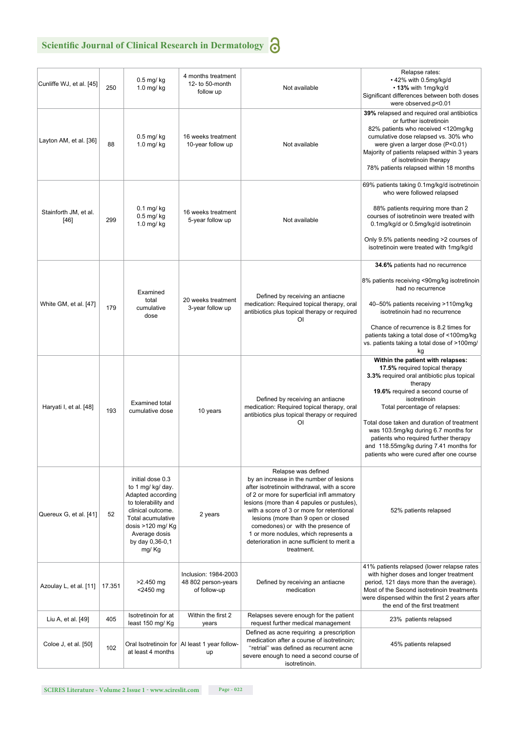| | | | | | |
|---|---|---|---|---|---|
| Cunliffe WJ, et al. [45] | 250 | 0.5 mg/ kg<br>1.0 mg/ kg | 4 months treatment<br>12- to 50-month follow up | Not available | Relapse rates:<br>• 42% with 0.5mg/kg/d<br>• **13%** with 1mg/kg/d<br>Significant differences between both doses were observed.p<0.01 |
| Layton AM, et al. [36] | 88 | 0.5 mg/ kg<br>1.0 mg/ kg | 16 weeks treatment<br>10-year follow up | Not available | **39%** relapsed and required oral antibiotics or further isotretinoin<br>82% patients who received <120mg/kg cumulative dose relapsed vs. 30% who were given a larger dose (P<0.01)<br>Majority of patients relapsed within 3 years of isotretinoin therapy<br>78% patients relapsed within 18 months |
| Stainforth JM, et al. [46] | 299 | 0.1 mg/ kg<br>0.5 mg/ kg<br>1.0 mg/ kg | 16 weeks treatment<br>5-year follow up | Not available | 69% patients taking 0.1mg/kg/d isotretinoin who were followed relapsed<br><br>88% patients requiring more than 2 courses of isotretinoin were treated with 0.1mg/kg/d or 0.5mg/kg/d isotretinoin<br><br>Only 9.5% patients needing >2 courses of isotretinoin were treated with 1mg/kg/d |
| White GM, et al. [47] | 179 | Examined total cumulative dose | 20 weeks treatment<br>3-year follow up | Defined by receiving an antiacne medication: Required topical therapy, oral antibiotics plus topical therapy or required OI | **34.6%** patients had no recurrence<br><br>8% patients receiving <90mg/kg isotretinoin had no recurrence<br><br>40–50% patients receiving >110mg/kg isotretinoin had no recurrence<br><br>Chance of recurrence is 8.2 times for patients taking a total dose of <100mg/kg vs. patients taking a total dose of >100mg/kg |
| Haryati I, et al. [48] | 193 | Examined total cumulative dose | 10 years | Defined by receiving an antiacne medication: Required topical therapy, oral antibiotics plus topical therapy or required OI | **Within the patient with relapses:**<br>**17.5%** required topical therapy<br>**3.3%** required oral antibiotic plus topical therapy<br>**19.6%** required a second course of isotretinoin<br>Total percentage of relapses:<br><br>Total dose taken and duration of treatment was 103.5mg/kg during 6.7 months for patients who required further therapy and 118.55mg/kg during 7.41 months for patients who were cured after one course |
| Quereux G, et al. [41] | 52 | initial dose 0.3 to 1 mg/ kg/ day. Adapted according to tolerability and clinical outcome. Total acumulative dosis >120 mg/ Kg<br>Average dosis by day 0,36-0,1 mg/ Kg | 2 years | Relapse was defined by an increase in the number of lesions after isotretinoin withdrawal, with a score of 2 or more for superficial infl ammatory lesions (more than 4 papules or pustules), with a score of 3 or more for retentional lesions (more than 9 open or closed comedones) or with the presence of 1 or more nodules, which represents a deterioration in acne sufficient to merit a treatment. | 52% patients relapsed |
| Azoulay L, et al. [11] | 17.351 | >2.450 mg<br><2450 mg | Inclusion: 1984-2003<br>48 802 person-years of follow-up | Defined by receiving an antiacne medication | 41% patients relapsed (lower relapse rates with higher doses and longer treatment period, 121 days more than the average). Most of the Second isotretinoin treatments were dispensed within the first 2 years after the end of the first treatment |
| Liu A, et al. [49] | 405 | Isotretinoin for at least 150 mg/ Kg | Within the first 2 years | Relapses severe enough for the patient request further medical management | 23% patients relapsed |
| Coloe J, et al. [50] | 102 | Oral Isotretinoin for at least 4 months | Al least 1 year follow-up | Defined as acne requiring a prescription medication after a course of isotretinoin; ''retrial'' was defined as recurrent acne severe enough to need a second course of isotretinoin. | 45% patients relapsed |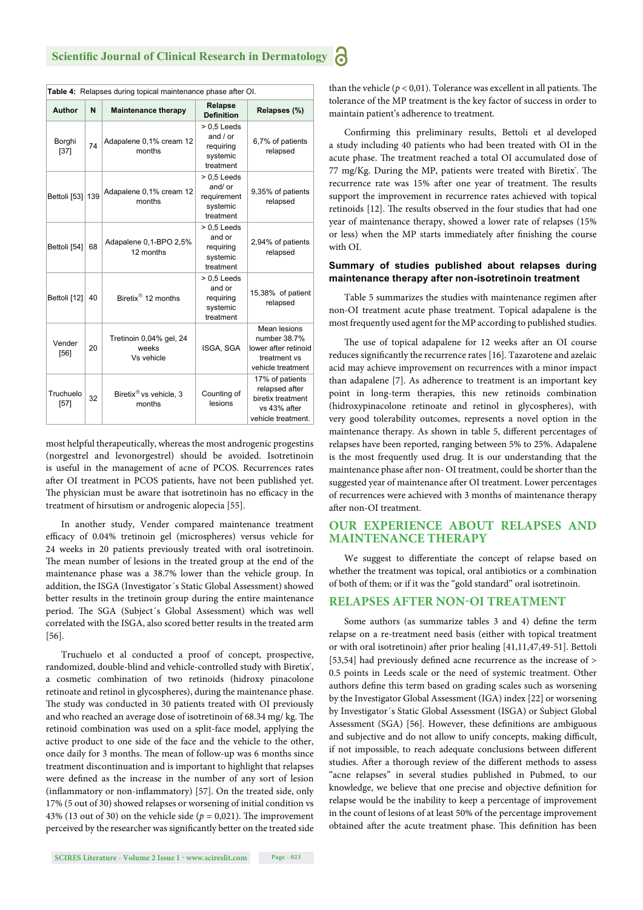Table 4: Relapses during topical maintenance phase after OI.

| Author | N | Maintenance therapy | Relapse Definition | Relapses (%) |
|---|---|---|---|---|
| Borghi [37] | 74 | Adapalene 0,1% cream 12 months | > 0,5 Leeds and / or requiring systemic treatment | 6,7% of patients relapsed |
| Bettoli [53] | 139 | Adapalene 0,1% cream 12 months | > 0,5 Leeds and/ or requirement systemic treatment | 9,35% of patients relapsed |
| Bettoli [54] | 68 | Adapalene 0,1-BPO 2,5% 12 months | > 0,5 Leeds and or requiring systemic treatment | 2,94% of patients relapsed |
| Bettoli [12] | 40 | Biretix® 12 months | > 0,5 Leeds and or requiring systemic treatment | 15,38% of patient relapsed |
| Vender [56] | 20 | Tretinoin 0,04% gel, 24 weeks Vs vehicle | ISGA, SGA | Mean lesions number 38.7% lower after retinoid treatment vs vehicle treatment |
| Truchuelo [57] | 32 | Biretix® vs vehicle, 3 months | Counting of lesions | 17% of patients relapsed after biretix treatment vs 43% after vehicle treatment. |

most helpful therapeutically, whereas the most androgenic progestins (norgestrel and levonorgestrel) should be avoided. Isotretinoin is useful in the management of acne of PCOS. Recurrences rates after OI treatment in PCOS patients, have not been published yet. The physician must be aware that isotretinoin has no efficacy in the treatment of hirsutism or androgenic alopecia [55].

In another study, Vender compared maintenance treatment efficacy of 0.04% tretinoin gel (microspheres) versus vehicle for 24 weeks in 20 patients previously treated with oral isotretinoin. The mean number of lesions in the treated group at the end of the maintenance phase was a 38.7% lower than the vehicle group. In addition, the ISGA (Investigator´s Static Global Assessment) showed better results in the tretinoin group during the entire maintenance period. The SGA (Subject´s Global Assessment) which was well correlated with the ISGA, also scored better results in the treated arm [56].

Truchuelo et al conducted a proof of concept, prospective, randomized, double-blind and vehicle-controlled study with Biretix®, a cosmetic combination of two retinoids (hidroxy pinacolone retinoate and retinol in glycospheres), during the maintenance phase. The study was conducted in 30 patients treated with OI previously and who reached an average dose of isotretinoin of 68.34 mg/ kg. The retinoid combination was used on a split-face model, applying the active product to one side of the face and the vehicle to the other, once daily for 3 months. The mean of follow-up was 6 months since treatment discontinuation and is important to highlight that relapses were defined as the increase in the number of any sort of lesion (inflammatory or non-inflammatory) [57]. On the treated side, only 17% (5 out of 30) showed relapses or worsening of initial condition vs 43% (13 out of 30) on the vehicle side ($p = 0{,}021$). The improvement perceived by the researcher was significantly better on the treated side than the vehicle ($p < 0{,}01$). Tolerance was excellent in all patients. The tolerance of the MP treatment is the key factor of success in order to maintain patient's adherence to treatment.

Confirming this preliminary results, Bettoli et al developed a study including 40 patients who had been treated with OI in the acute phase. The treatment reached a total OI accumulated dose of 77 mg/Kg. During the MP, patients were treated with Biretix®. The recurrence rate was 15% after one year of treatment. The results support the improvement in recurrence rates achieved with topical retinoids [12]. The results observed in the four studies that had one year of maintenance therapy, showed a lower rate of relapses (15% or less) when the MP starts immediately after finishing the course with OI.

### Summary of studies published about relapses during maintenance therapy after non-isotretinoin treatment

Table 5 summarizes the studies with maintenance regimen after non-OI treatment acute phase treatment. Topical adapalene is the most frequently used agent for the MP according to published studies.

The use of topical adapalene for 12 weeks after an OI course reduces significantly the recurrence rates [16]. Tazarotene and azelaic acid may achieve improvement on recurrences with a minor impact than adapalene [7]. As adherence to treatment is an important key point in long-term therapies, this new retinoids combination (hidroxypinacolone retinoate and retinol in glycospheres), with very good tolerability outcomes, represents a novel option in the maintenance therapy. As shown in table 5, different percentages of relapses have been reported, ranging between 5% to 25%. Adapalene is the most frequently used drug. It is our understanding that the maintenance phase after non- OI treatment, could be shorter than the suggested year of maintenance after OI treatment. Lower percentages of recurrences were achieved with 3 months of maintenance therapy after non-OI treatment.

## OUR EXPERIENCE ABOUT RELAPSES AND MAINTENANCE THERAPY

We suggest to differentiate the concept of relapse based on whether the treatment was topical, oral antibiotics or a combination of both of them; or if it was the "gold standard" oral isotretinoin.

## RELAPSES AFTER NON-OI TREATMENT

Some authors (as summarize tables 3 and 4) define the term relapse on a re-treatment need basis (either with topical treatment or with oral isotretinoin) after prior healing [41,11,47,49-51]. Bettoli [53,54] had previously defined acne recurrence as the increase of > 0.5 points in Leeds scale or the need of systemic treatment. Other authors define this term based on grading scales such as worsening by the Investigator Global Assessment (IGA) index [22] or worsening by Investigator´s Static Global Assessment (ISGA) or Subject Global Assessment (SGA) [56]. However, these definitions are ambiguous and subjective and do not allow to unify concepts, making difficult, if not impossible, to reach adequate conclusions between different studies. After a thorough review of the different methods to assess "acne relapses" in several studies published in Pubmed, to our knowledge, we believe that one precise and objective definition for relapse would be the inability to keep a percentage of improvement in the count of lesions of at least 50% of the percentage improvement obtained after the acute treatment phase. This definition has been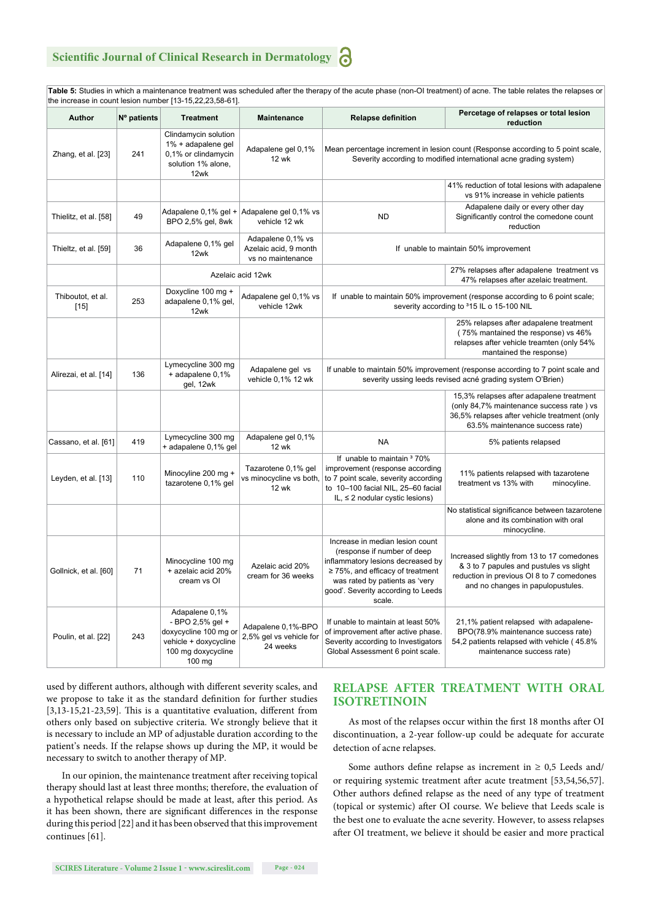**Table 5:** Studies in which a maintenance treatment was scheduled after the therapy of the acute phase (non-OI treatment) of acne. The table relates the relapses or the increase in count lesion number [13-15,22,23,58-61].

| Author | Nº patients | Treatment | Maintenance | Relapse definition | Percetage of relapses or total lesion reduction |
|---|---|---|---|---|---|
| Zhang, et al. [23] | 241 | Clindamycin solution 1% + adapalene gel 0,1% or clindamycin solution 1% alone, 12wk | Adapalene gel 0,1% 12 wk | Mean percentage increment in lesion count (Response according to 5 point scale, Severity according to modified international acne grading system) | |
| | | | | | 41% reduction of total lesions with adapalene vs 91% increase in vehicle patients |
| Thielitz, et al. [58] | 49 | Adapalene 0,1% gel + BPO 2,5% gel, 8wk | Adapalene gel 0,1% vs vehicle 12 wk | ND | Adapalene daily or every other day Significantly control the comedone count reduction |
| Thieltz, et al. [59] | 36 | Adapalene 0,1% gel 12wk | Adapalene 0,1% vs Azelaic acid, 9 month vs no maintenance | If unable to maintain 50% improvement | |
| | | Azelaic acid 12wk | | | 27% relapses after adapalene treatment vs 47% relapses after azelaic treatment. |
| Thiboutot, et al. [15] | 253 | Doxycline 100 mg + adapalene 0,1% gel, 12wk | Adapalene gel 0,1% vs vehicle 12wk | If unable to maintain 50% improvement (response according to 6 point scale; severity according to ³15 IL o 15-100 NIL | |
| | | | | | 25% relapses after adapalene treatment ( 75% mantained the response) vs 46% relapses after vehicle treamten (only 54% mantained the response) |
| Alirezai, et al. [14] | 136 | Lymecycline 300 mg + adapalene 0,1% gel, 12wk | Adapalene gel vs vehicle 0,1% 12 wk | If unable to maintain 50% improvement (response according to 7 point scale and severity using leeds revised acné grading system O'Brien) | |
| | | | | | 15,3% relapses after adapalene treatment (only 84,7% maintenance success rate ) vs 36,5% relapses after vehicle treatment (only 63.5% maintenance success rate) |
| Cassano, et al. [61] | 419 | Lymecycline 300 mg + adapalene 0,1% gel | Adapalene gel 0,1% 12 wk | NA | 5% patients relapsed |
| Leyden, et al. [13] | 110 | Minocyline 200 mg + tazarotene 0,1% gel | Tazarotene 0,1% gel vs minocycline vs both, 12 wk | If unable to maintain ³ 70% improvement (response according to 7 point scale, severity according to 10–100 facial NIL, 25–60 facial IL, ≤ 2 nodular cystic lesions) | 11% patients relapsed with tazarotene treatment vs 13% with minocyline. |
| | | | | | No statistical significance between tazarotene alone and its combination with oral minocycline. |
| Gollnick, et al. [60] | 71 | Minocycline 100 mg + azelaic acid 20% cream vs OI | Azelaic acid 20% cream for 36 weeks | Increase in median lesion count (response if number of deep inflammatory lesions decreased by ≥ 75%, and efficacy of treatment was rated by patients as 'very good'. Severity according to Leeds scale. | Increased slightly from 13 to 17 comedones & 3 to 7 papules and pustules vs slight reduction in previous OI 8 to 7 comedones and no changes in papulopustules. |
| Poulin, et al. [22] | 243 | Adapalene 0,1% - BPO 2,5% gel + doxycycline 100 mg or vehicle + doxycycline 100 mg doxycycline 100 mg | Adapalene 0,1%-BPO 2,5% gel vs vehicle for 24 weeks | If unable to maintain at least 50% of improvement after active phase. Severity according to Investigators Global Assessment 6 point scale. | 21,1% patient relapsed with adapalene-BPO(78.9% maintenance success rate) 54,2 patients relapsed with vehicle ( 45.8% maintenance success rate) |

used by different authors, although with different severity scales, and we propose to take it as the standard definition for further studies [3,13-15,21-23,59]. This is a quantitative evaluation, different from others only based on subjective criteria. We strongly believe that it is necessary to include an MP of adjustable duration according to the patient's needs. If the relapse shows up during the MP, it would be necessary to switch to another therapy of MP.

In our opinion, the maintenance treatment after receiving topical therapy should last at least three months; therefore, the evaluation of a hypothetical relapse should be made at least, after this period. As it has been shown, there are significant differences in the response during this period [22] and it has been observed that this improvement continues [61].

## RELAPSE AFTER TREATMENT WITH ORAL ISOTRETINOIN

As most of the relapses occur within the first 18 months after OI discontinuation, a 2-year follow-up could be adequate for accurate detection of acne relapses.

Some authors define relapse as increment in ≥ 0,5 Leeds and/or requiring systemic treatment after acute treatment [53,54,56,57]. Other authors defined relapse as the need of any type of treatment (topical or systemic) after OI course. We believe that Leeds scale is the best one to evaluate the acne severity. However, to assess relapses after OI treatment, we believe it should be easier and more practical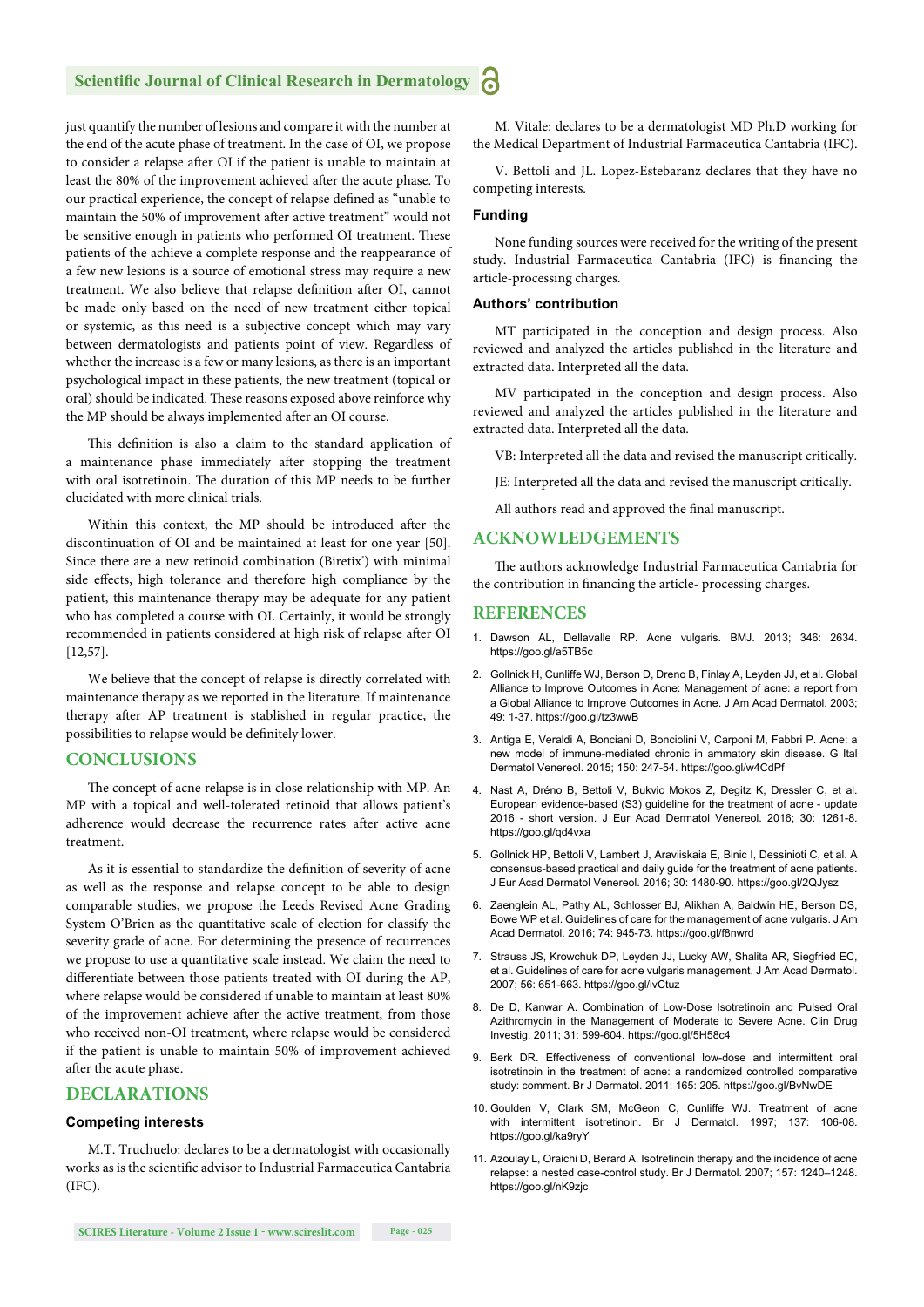just quantify the number of lesions and compare it with the number at the end of the acute phase of treatment. In the case of OI, we propose to consider a relapse after OI if the patient is unable to maintain at least the 80% of the improvement achieved after the acute phase. To our practical experience, the concept of relapse defined as "unable to maintain the 50% of improvement after active treatment" would not be sensitive enough in patients who performed OI treatment. These patients of the achieve a complete response and the reappearance of a few new lesions is a source of emotional stress may require a new treatment. We also believe that relapse definition after OI, cannot be made only based on the need of new treatment either topical or systemic, as this need is a subjective concept which may vary between dermatologists and patients point of view. Regardless of whether the increase is a few or many lesions, as there is an important psychological impact in these patients, the new treatment (topical or oral) should be indicated. These reasons exposed above reinforce why the MP should be always implemented after an OI course.

This definition is also a claim to the standard application of a maintenance phase immediately after stopping the treatment with oral isotretinoin. The duration of this MP needs to be further elucidated with more clinical trials.

Within this context, the MP should be introduced after the discontinuation of OI and be maintained at least for one year [50]. Since there are a new retinoid combination (Biretix®) with minimal side effects, high tolerance and therefore high compliance by the patient, this maintenance therapy may be adequate for any patient who has completed a course with OI. Certainly, it would be strongly recommended in patients considered at high risk of relapse after OI [12,57].

We believe that the concept of relapse is directly correlated with maintenance therapy as we reported in the literature. If maintenance therapy after AP treatment is stablished in regular practice, the possibilities to relapse would be definitely lower.

## CONCLUSIONS

The concept of acne relapse is in close relationship with MP. An MP with a topical and well-tolerated retinoid that allows patient's adherence would decrease the recurrence rates after active acne treatment.

As it is essential to standardize the definition of severity of acne as well as the response and relapse concept to be able to design comparable studies, we propose the Leeds Revised Acne Grading System O'Brien as the quantitative scale of election for classify the severity grade of acne. For determining the presence of recurrences we propose to use a quantitative scale instead. We claim the need to differentiate between those patients treated with OI during the AP, where relapse would be considered if unable to maintain at least 80% of the improvement achieve after the active treatment, from those who received non-OI treatment, where relapse would be considered if the patient is unable to maintain 50% of improvement achieved after the acute phase.

## DECLARATIONS

### Competing interests

M.T. Truchuelo: declares to be a dermatologist with occasionally works as is the scientific advisor to Industrial Farmaceutica Cantabria (IFC).

M. Vitale: declares to be a dermatologist MD Ph.D working for the Medical Department of Industrial Farmaceutica Cantabria (IFC).

V. Bettoli and JL. Lopez-Estebaranz declares that they have no competing interests.

### Funding

None funding sources were received for the writing of the present study. Industrial Farmaceutica Cantabria (IFC) is financing the article-processing charges.

### Authors' contribution

MT participated in the conception and design process. Also reviewed and analyzed the articles published in the literature and extracted data. Interpreted all the data.

MV participated in the conception and design process. Also reviewed and analyzed the articles published in the literature and extracted data. Interpreted all the data.

VB: Interpreted all the data and revised the manuscript critically.

JE: Interpreted all the data and revised the manuscript critically.

All authors read and approved the final manuscript.

## ACKNOWLEDGEMENTS

The authors acknowledge Industrial Farmaceutica Cantabria for the contribution in financing the article- processing charges.

## REFERENCES

1. Dawson AL, Dellavalle RP. Acne vulgaris. BMJ. 2013; 346: 2634. https://goo.gl/a5TB5c
2. Gollnick H, Cunliffe WJ, Berson D, Dreno B, Finlay A, Leyden JJ, et al. Global Alliance to Improve Outcomes in Acne: Management of acne: a report from a Global Alliance to Improve Outcomes in Acne. J Am Acad Dermatol. 2003; 49: 1-37. https://goo.gl/tz3wwB
3. Antiga E, Veraldi A, Bonciani D, Bonciolini V, Carponi M, Fabbri P. Acne: a new model of immune-mediated chronic in ammatory skin disease. G Ital Dermatol Venereol. 2015; 150: 247-54. https://goo.gl/w4CdPf
4. Nast A, Dréno B, Bettoli V, Bukvic Mokos Z, Degitz K, Dressler C, et al. European evidence-based (S3) guideline for the treatment of acne - update 2016 - short version. J Eur Acad Dermatol Venereol. 2016; 30: 1261-8. https://goo.gl/qd4vxa
5. Gollnick HP, Bettoli V, Lambert J, Araviiskaia E, Binic I, Dessinioti C, et al. A consensus-based practical and daily guide for the treatment of acne patients. J Eur Acad Dermatol Venereol. 2016; 30: 1480-90. https://goo.gl/2QJysz
6. Zaenglein AL, Pathy AL, Schlosser BJ, Alikhan A, Baldwin HE, Berson DS, Bowe WP et al. Guidelines of care for the management of acne vulgaris. J Am Acad Dermatol. 2016; 74: 945-73. https://goo.gl/f8nwrd
7. Strauss JS, Krowchuk DP, Leyden JJ, Lucky AW, Shalita AR, Siegfried EC, et al. Guidelines of care for acne vulgaris management. J Am Acad Dermatol. 2007; 56: 651-663. https://goo.gl/ivCtuz
8. De D, Kanwar A. Combination of Low-Dose Isotretinoin and Pulsed Oral Azithromycin in the Management of Moderate to Severe Acne. Clin Drug Investig. 2011; 31: 599-604. https://goo.gl/5H58c4
9. Berk DR. Effectiveness of conventional low-dose and intermittent oral isotretinoin in the treatment of acne: a randomized controlled comparative study: comment. Br J Dermatol. 2011; 165: 205. https://goo.gl/BvNwDE
10. Goulden V, Clark SM, McGeon C, Cunliffe WJ. Treatment of acne with intermittent isotretinoin. Br J Dermatol. 1997; 137: 106-08. https://goo.gl/ka9ryY
11. Azoulay L, Oraichi D, Berard A. Isotretinoin therapy and the incidence of acne relapse: a nested case-control study. Br J Dermatol. 2007; 157: 1240–1248. https://goo.gl/nK9zjc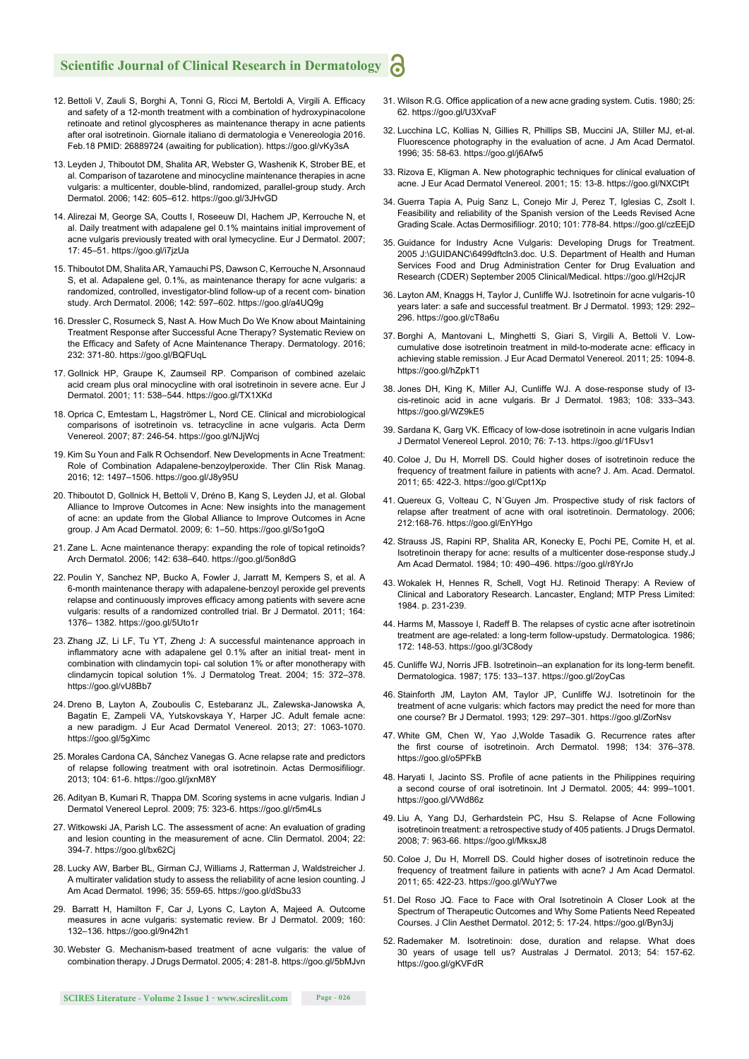12. Bettoli V, Zauli S, Borghi A, Tonni G, Ricci M, Bertoldi A, Virgili A. Efficacy and safety of a 12-month treatment with a combination of hydroxypinacolone retinoate and retinol glycospheres as maintenance therapy in acne patients after oral isotretinoin. Giornale italiano di dermatologia e Venereologia 2016. Feb.18 PMID: 26889724 (awaiting for publication). https://goo.gl/vKy3sA

13. Leyden J, Thiboutot DM, Shalita AR, Webster G, Washenik K, Strober BE, et al. Comparison of tazarotene and minocycline maintenance therapies in acne vulgaris: a multicenter, double-blind, randomized, parallel-group study. Arch Dermatol. 2006; 142: 605–612. https://goo.gl/3JHvGD

14. Alirezai M, George SA, Coutts I, Roseeuw DI, Hachem JP, Kerrouche N, et al. Daily treatment with adapalene gel 0.1% maintains initial improvement of acne vulgaris previously treated with oral lymecycline. Eur J Dermatol. 2007; 17: 45–51. https://goo.gl/i7jzUa

15. Thiboutot DM, Shalita AR, Yamauchi PS, Dawson C, Kerrouche N, Arsonnaud S, et al. Adapalene gel, 0.1%, as maintenance therapy for acne vulgaris: a randomized, controlled, investigator-blind follow-up of a recent com- bination study. Arch Dermatol. 2006; 142: 597–602. https://goo.gl/a4UQ9g

16. Dressler C, Rosumeck S, Nast A. How Much Do We Know about Maintaining Treatment Response after Successful Acne Therapy? Systematic Review on the Efficacy and Safety of Acne Maintenance Therapy. Dermatology. 2016; 232: 371-80. https://goo.gl/BQFUqL

17. Gollnick HP, Graupe K, Zaumseil RP. Comparison of combined azelaic acid cream plus oral minocycline with oral isotretinoin in severe acne. Eur J Dermatol. 2001; 11: 538–544. https://goo.gl/TX1XKd

18. Oprica C, Emtestam L, Hagströmer L, Nord CE. Clinical and microbiological comparisons of isotretinoin vs. tetracycline in acne vulgaris. Acta Derm Venereol. 2007; 87: 246-54. https://goo.gl/NJjWcj

19. Kim Su Youn and Falk R Ochsendorf. New Developments in Acne Treatment: Role of Combination Adapalene-benzoylperoxide. Ther Clin Risk Manag. 2016; 12: 1497–1506. https://goo.gl/J8y95U

20. Thiboutot D, Gollnick H, Bettoli V, Dréno B, Kang S, Leyden JJ, et al. Global Alliance to Improve Outcomes in Acne: New insights into the management of acne: an update from the Global Alliance to Improve Outcomes in Acne group. J Am Acad Dermatol. 2009; 6: 1–50. https://goo.gl/So1goQ

21. Zane L. Acne maintenance therapy: expanding the role of topical retinoids? Arch Dermatol. 2006; 142: 638–640. https://goo.gl/5on8dG

22. Poulin Y, Sanchez NP, Bucko A, Fowler J, Jarratt M, Kempers S, et al. A 6-month maintenance therapy with adapalene-benzoyl peroxide gel prevents relapse and continuously improves efficacy among patients with severe acne vulgaris: results of a randomized controlled trial. Br J Dermatol. 2011; 164: 1376– 1382. https://goo.gl/5Uto1r

23. Zhang JZ, Li LF, Tu YT, Zheng J: A successful maintenance approach in inflammatory acne with adapalene gel 0.1% after an initial treat- ment in combination with clindamycin topi- cal solution 1% or after monotherapy with clindamycin topical solution 1%. J Dermatolog Treat. 2004; 15: 372–378. https://goo.gl/vU8Bb7

24. Dreno B, Layton A, Zouboulis C, Estebaranz JL, Zalewska-Janowska A, Bagatin E, Zampeli VA, Yutskovskaya Y, Harper JC. Adult female acne: a new paradigm. J Eur Acad Dermatol Venereol. 2013; 27: 1063-1070. https://goo.gl/5gXimc

25. Morales Cardona CA, Sánchez Vanegas G. Acne relapse rate and predictors of relapse following treatment with oral isotretinoin. Actas Dermosifiliogr. 2013; 104: 61-6. https://goo.gl/jxnM8Y

26. Adityan B, Kumari R, Thappa DM. Scoring systems in acne vulgaris. Indian J Dermatol Venereol Leprol. 2009; 75: 323-6. https://goo.gl/r5m4Ls

27. Witkowski JA, Parish LC. The assessment of acne: An evaluation of grading and lesion counting in the measurement of acne. Clin Dermatol. 2004; 22: 394-7. https://goo.gl/bx62Cj

28. Lucky AW, Barber BL, Girman CJ, Williams J, Ratterman J, Waldstreicher J. A multirater validation study to assess the reliability of acne lesion counting. J Am Acad Dermatol. 1996; 35: 559-65. https://goo.gl/dSbu33

29. Barratt H, Hamilton F, Car J, Lyons C, Layton A, Majeed A. Outcome measures in acne vulgaris: systematic review. Br J Dermatol. 2009; 160: 132–136. https://goo.gl/9n42h1

30. Webster G. Mechanism-based treatment of acne vulgaris: the value of combination therapy. J Drugs Dermatol. 2005; 4: 281-8. https://goo.gl/5bMJvn

31. Wilson R.G. Office application of a new acne grading system. Cutis. 1980; 25: 62. https://goo.gl/U3XvaF

32. Lucchina LC, Kollias N, Gillies R, Phillips SB, Muccini JA, Stiller MJ, et-al. Fluorescence photography in the evaluation of acne. J Am Acad Dermatol. 1996; 35: 58-63. https://goo.gl/j6Afw5

33. Rizova E, Kligman A. New photographic techniques for clinical evaluation of acne. J Eur Acad Dermatol Venereol. 2001; 15: 13-8. https://goo.gl/NXCtPt

34. Guerra Tapia A, Puig Sanz L, Conejo Mir J, Perez T, Iglesias C, Zsolt I. Feasibility and reliability of the Spanish version of the Leeds Revised Acne Grading Scale. Actas Dermosifiliogr. 2010; 101: 778-84. https://goo.gl/czEEjD

35. Guidance for Industry Acne Vulgaris: Developing Drugs for Treatment. 2005 J:\GUIDANC\6499dftcln3.doc. U.S. Department of Health and Human Services Food and Drug Administration Center for Drug Evaluation and Research (CDER) September 2005 Clinical/Medical. https://goo.gl/H2cjJR

36. Layton AM, Knaggs H, Taylor J, Cunliffe WJ. Isotretinoin for acne vulgaris-10 years later: a safe and successful treatment. Br J Dermatol. 1993; 129: 292–296. https://goo.gl/cT8a6u

37. Borghi A, Mantovani L, Minghetti S, Giari S, Virgili A, Bettoli V. Low-cumulative dose isotretinoin treatment in mild-to-moderate acne: efficacy in achieving stable remission. J Eur Acad Dermatol Venereol. 2011; 25: 1094-8. https://goo.gl/hZpkT1

38. Jones DH, King K, Miller AJ, Cunliffe WJ. A dose-response study of I3-cis-retinoic acid in acne vulgaris. Br J Dermatol. 1983; 108: 333–343. https://goo.gl/WZ9kE5

39. Sardana K, Garg VK. Efficacy of low-dose isotretinoin in acne vulgaris Indian J Dermatol Venereol Leprol. 2010; 76: 7-13. https://goo.gl/1FUsv1

40. Coloe J, Du H, Morrell DS. Could higher doses of isotretinoin reduce the frequency of treatment failure in patients with acne? J. Am. Acad. Dermatol. 2011; 65: 422-3. https://goo.gl/Cpt1Xp

41. Quereux G, Volteau C, N´Guyen Jm. Prospective study of risk factors of relapse after treatment of acne with oral isotretinoin. Dermatology. 2006; 212:168-76. https://goo.gl/EnYHgo

42. Strauss JS, Rapini RP, Shalita AR, Konecky E, Pochi PE, Comite H, et al. Isotretinoin therapy for acne: results of a multicenter dose-response study.J Am Acad Dermatol. 1984; 10: 490–496. https://goo.gl/r8YrJo

43. Wokalek H, Hennes R, Schell, Vogt HJ. Retinoid Therapy: A Review of Clinical and Laboratory Research. Lancaster, England; MTP Press Limited: 1984. p. 231-239.

44. Harms M, Massoye I, Radeff B. The relapses of cystic acne after isotretinoin treatment are age-related: a long-term follow-upstudy. Dermatologica. 1986; 172: 148-53. https://goo.gl/3C8ody

45. Cunliffe WJ, Norris JFB. Isotretinoin--an explanation for its long-term benefit. Dermatologica. 1987; 175: 133–137. https://goo.gl/2oyCas

46. Stainforth JM, Layton AM, Taylor JP, Cunliffe WJ. Isotretinoin for the treatment of acne vulgaris: which factors may predict the need for more than one course? Br J Dermatol. 1993; 129: 297–301. https://goo.gl/ZorNsv

47. White GM, Chen W, Yao J,Wolde Tasadik G. Recurrence rates after the first course of isotretinoin. Arch Dermatol. 1998; 134: 376–378. https://goo.gl/o5PFkB

48. Haryati I, Jacinto SS. Profile of acne patients in the Philippines requiring a second course of oral isotretinoin. Int J Dermatol. 2005; 44: 999–1001. https://goo.gl/VWd86z

49. Liu A, Yang DJ, Gerhardstein PC, Hsu S. Relapse of Acne Following isotretinoin treatment: a retrospective study of 405 patients. J Drugs Dermatol. 2008; 7: 963-66. https://goo.gl/MksxJ8

50. Coloe J, Du H, Morrell DS. Could higher doses of isotretinoin reduce the frequency of treatment failure in patients with acne? J Am Acad Dermatol. 2011; 65: 422-23. https://goo.gl/WuY7we

51. Del Roso JQ. Face to Face with Oral Isotretinoin A Closer Look at the Spectrum of Therapeutic Outcomes and Why Some Patients Need Repeated Courses. J Clin Aesthet Dermatol. 2012; 5: 17-24. https://goo.gl/Byn3Jj

52. Rademaker M. Isotretinoin: dose, duration and relapse. What does 30 years of usage tell us? Australas J Dermatol. 2013; 54: 157-62. https://goo.gl/gKVFdR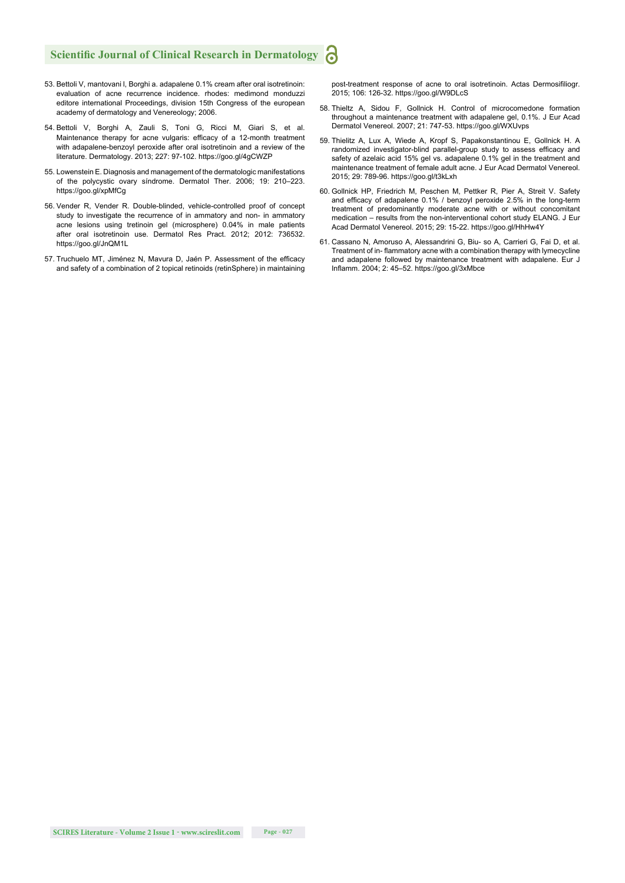53. Bettoli V, mantovani l, Borghi a. adapalene 0.1% cream after oral isotretinoin: evaluation of acne recurrence incidence. rhodes: medimond monduzzi editore international Proceedings, division 15th Congress of the european academy of dermatology and Venereology; 2006.

54. Bettoli V, Borghi A, Zauli S, Toni G, Ricci M, Giari S, et al. Maintenance therapy for acne vulgaris: efficacy of a 12-month treatment with adapalene-benzoyl peroxide after oral isotretinoin and a review of the literature. Dermatology. 2013; 227: 97-102. https://goo.gl/4gCWZP

55. Lowenstein E. Diagnosis and management of the dermatologic manifestations of the polycystic ovary síndrome. Dermatol Ther. 2006; 19: 210–223. https://goo.gl/xpMfCg

56. Vender R, Vender R. Double-blinded, vehicle-controlled proof of concept study to investigate the recurrence of in ammatory and non- in ammatory acne lesions using tretinoin gel (microsphere) 0.04% in male patients after oral isotretinoin use. Dermatol Res Pract. 2012; 2012: 736532. https://goo.gl/JnQM1L

57. Truchuelo MT, Jiménez N, Mavura D, Jaén P. Assessment of the efficacy and safety of a combination of 2 topical retinoids (retinSphere) in maintaining post-treatment response of acne to oral isotretinoin. Actas Dermosifiliogr. 2015; 106: 126-32. https://goo.gl/W9DLcS

58. Thieltz A, Sidou F, Gollnick H. Control of microcomedone formation throughout a maintenance treatment with adapalene gel, 0.1%. J Eur Acad Dermatol Venereol. 2007; 21: 747-53. https://goo.gl/WXUvps

59. Thielitz A, Lux A, Wiede A, Kropf S, Papakonstantinou E, Gollnick H. A randomized investigator-blind parallel-group study to assess efficacy and safety of azelaic acid 15% gel vs. adapalene 0.1% gel in the treatment and maintenance treatment of female adult acne. J Eur Acad Dermatol Venereol. 2015; 29: 789-96. https://goo.gl/t3kLxh

60. Gollnick HP, Friedrich M, Peschen M, Pettker R, Pier A, Streit V. Safety and efficacy of adapalene 0.1% / benzoyl peroxide 2.5% in the long-term treatment of predominantly moderate acne with or without concomitant medication – results from the non-interventional cohort study ELANG. J Eur Acad Dermatol Venereol. 2015; 29: 15-22. https://goo.gl/HhHw4Y

61. Cassano N, Amoruso A, Alessandrini G, Biu- so A, Carrieri G, Fai D, et al. Treatment of in- flammatory acne with a combination therapy with lymecycline and adapalene followed by maintenance treatment with adapalene. Eur J Inflamm. 2004; 2: 45–52. https://goo.gl/3xMbce